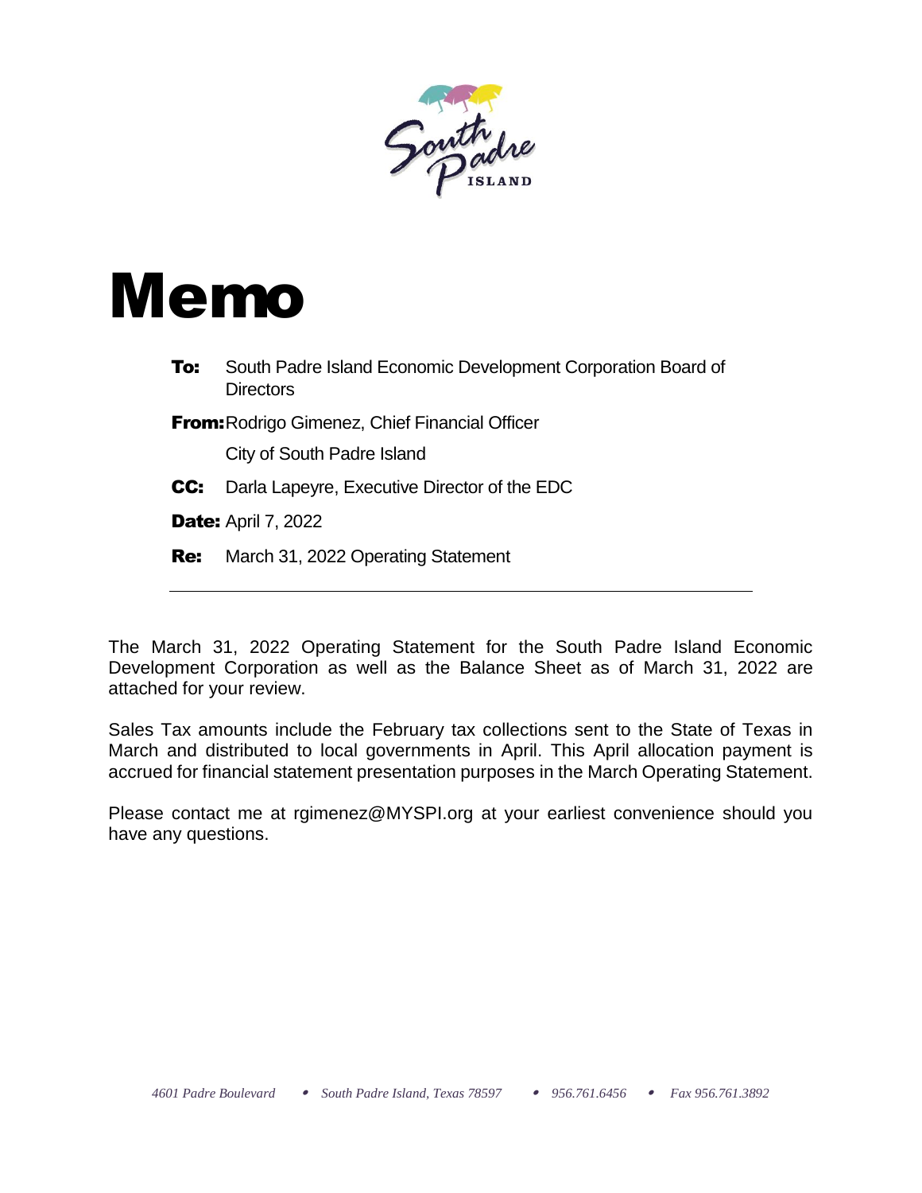# Memo

**To:** South Padre Island Economic Development Corporation Board of Directors

**From:** Rodrigo Gimenez, Chief Financial Officer
City of South Padre Island

**CC:** Darla Lapeyre, Executive Director of the EDC

**Date:** April 7, 2022

**Re:** March 31, 2022 Operating Statement

---

The March 31, 2022 Operating Statement for the South Padre Island Economic Development Corporation as well as the Balance Sheet as of March 31, 2022 are attached for your review.

Sales Tax amounts include the February tax collections sent to the State of Texas in March and distributed to local governments in April. This April allocation payment is accrued for financial statement presentation purposes in the March Operating Statement.

Please contact me at rgimenez@MYSPI.org at your earliest convenience should you have any questions.

*4601 Padre Boulevard • South Padre Island, Texas 78597 • 956.761.6456 • Fax 956.761.3892*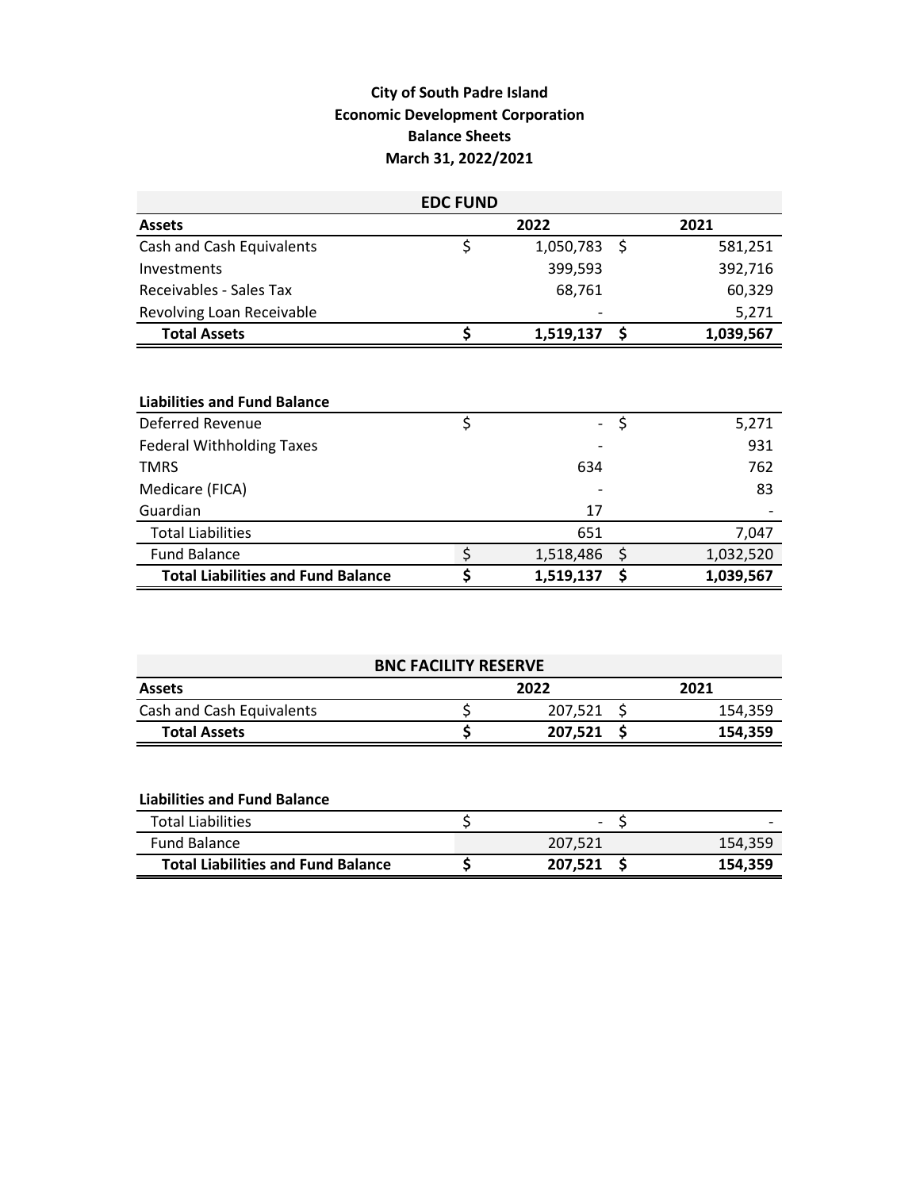# City of South Padre Island
## Economic Development Corporation
### Balance Sheets
### March 31, 2022/2021

**EDC FUND**

| **Assets** | **2022** | **2021** |
|---|---|---|
| Cash and Cash Equivalents | $ 1,050,783 | $ 581,251 |
| Investments | 399,593 | 392,716 |
| Receivables - Sales Tax | 68,761 | 60,329 |
| Revolving Loan Receivable | - | 5,271 |
| **Total Assets** | **$ 1,519,137** | **$ 1,039,567** |

| **Liabilities and Fund Balance** | | |
|---|---|---|
| Deferred Revenue | $ - | $ 5,271 |
| Federal Withholding Taxes | - | 931 |
| TMRS | 634 | 762 |
| Medicare (FICA) | - | 83 |
| Guardian | 17 | - |
| Total Liabilities | 651 | 7,047 |
| Fund Balance | $ 1,518,486 | $ 1,032,520 |
| **Total Liabilities and Fund Balance** | **$ 1,519,137** | **$ 1,039,567** |

**BNC FACILITY RESERVE**

| **Assets** | **2022** | **2021** |
|---|---|---|
| Cash and Cash Equivalents | $ 207,521 | $ 154,359 |
| **Total Assets** | **$ 207,521** | **$ 154,359** |

| **Liabilities and Fund Balance** | | |
|---|---|---|
| Total Liabilities | $ - | $ - |
| Fund Balance | 207,521 | 154,359 |
| **Total Liabilities and Fund Balance** | **$ 207,521** | **$ 154,359** |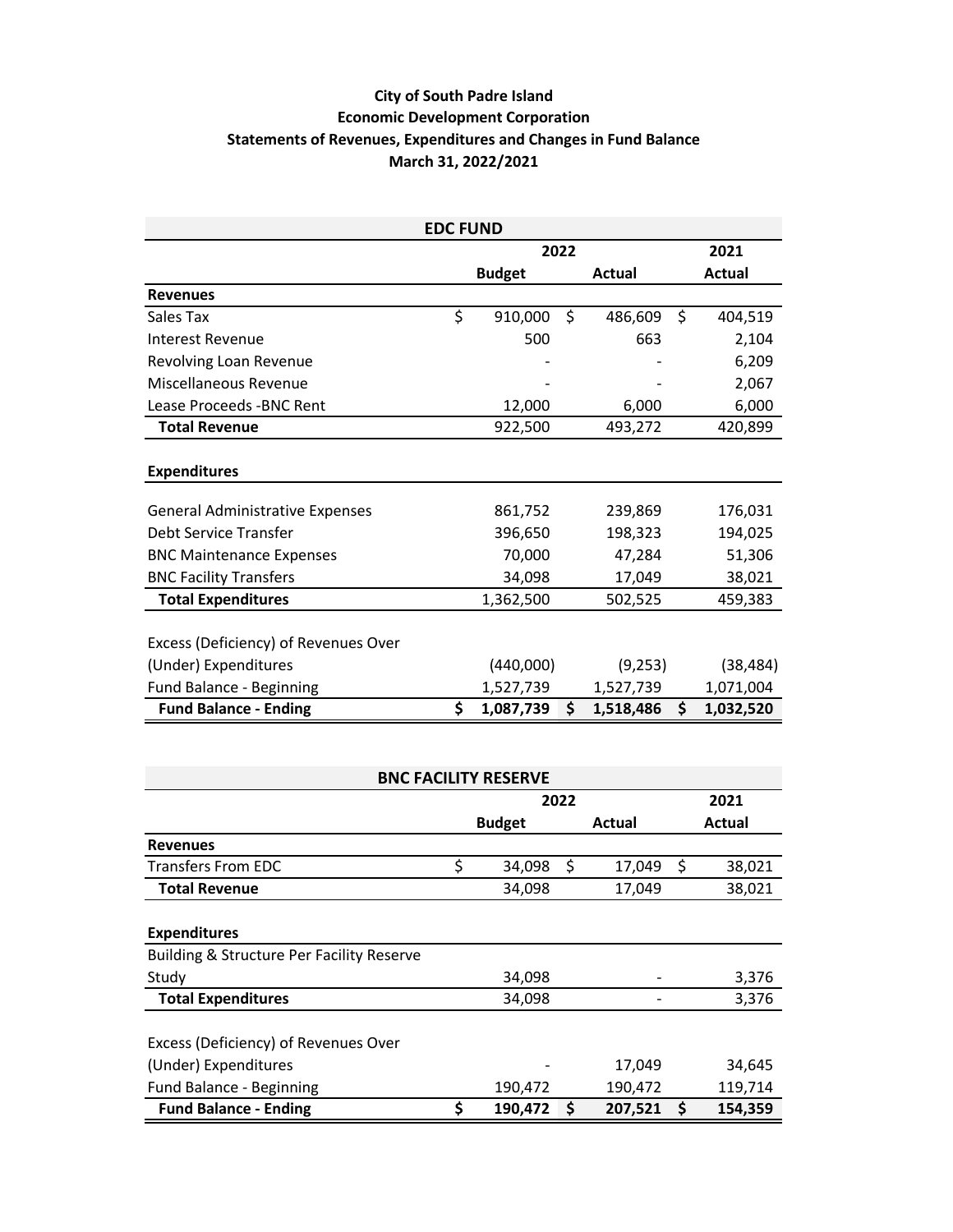**City of South Padre Island**
**Economic Development Corporation**
**Statements of Revenues, Expenditures and Changes in Fund Balance**
**March 31, 2022/2021**

**EDC FUND**

| | 2022 | | 2021 |
|---|---|---|---|
| | **Budget** | **Actual** | **Actual** |
| **Revenues** | | | |
| Sales Tax | $ 910,000 | $ 486,609 | $ 404,519 |
| Interest Revenue | 500 | 663 | 2,104 |
| Revolving Loan Revenue | - | - | 6,209 |
| Miscellaneous Revenue | - | - | 2,067 |
| Lease Proceeds -BNC Rent | 12,000 | 6,000 | 6,000 |
| **Total Revenue** | 922,500 | 493,272 | 420,899 |
| **Expenditures** | | | |
| General Administrative Expenses | 861,752 | 239,869 | 176,031 |
| Debt Service Transfer | 396,650 | 198,323 | 194,025 |
| BNC Maintenance Expenses | 70,000 | 47,284 | 51,306 |
| BNC Facility Transfers | 34,098 | 17,049 | 38,021 |
| **Total Expenditures** | 1,362,500 | 502,525 | 459,383 |
| Excess (Deficiency) of Revenues Over (Under) Expenditures | (440,000) | (9,253) | (38,484) |
| Fund Balance - Beginning | 1,527,739 | 1,527,739 | 1,071,004 |
| **Fund Balance - Ending** | **$ 1,087,739** | **$ 1,518,486** | **$ 1,032,520** |

**BNC FACILITY RESERVE**

| | 2022 | | 2021 |
|---|---|---|---|
| | **Budget** | **Actual** | **Actual** |
| **Revenues** | | | |
| Transfers From EDC | $ 34,098 | $ 17,049 | $ 38,021 |
| **Total Revenue** | 34,098 | 17,049 | 38,021 |
| **Expenditures** | | | |
| Building & Structure Per Facility Reserve Study | 34,098 | - | 3,376 |
| **Total Expenditures** | 34,098 | - | 3,376 |
| Excess (Deficiency) of Revenues Over (Under) Expenditures | - | 17,049 | 34,645 |
| Fund Balance - Beginning | 190,472 | 190,472 | 119,714 |
| **Fund Balance - Ending** | **$ 190,472** | **$ 207,521** | **$ 154,359** |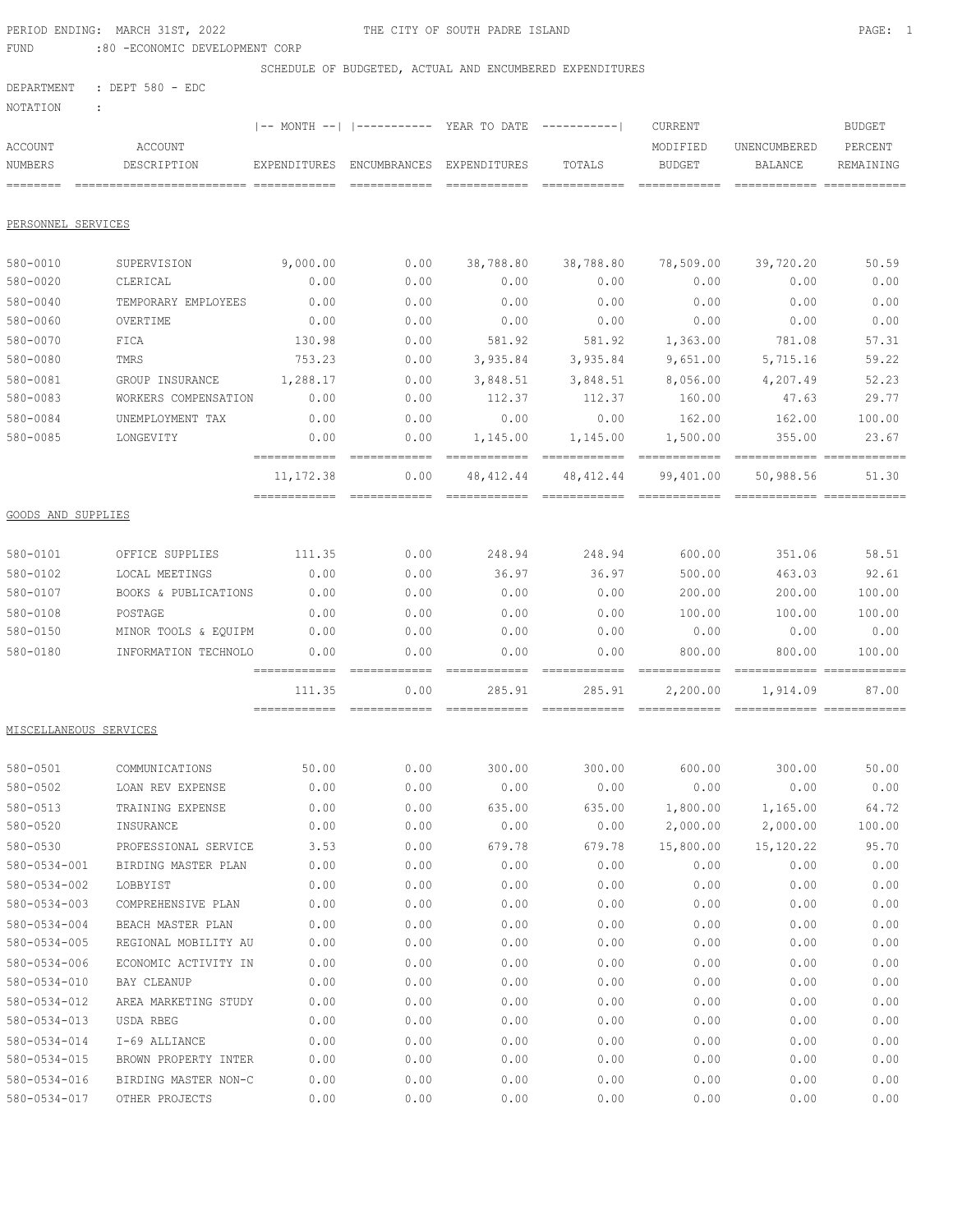PERIOD ENDING: MARCH 31ST, 2022

THE CITY OF SOUTH PADRE ISLAND

FUND :80 -ECONOMIC DEVELOPMENT CORP

SCHEDULE OF BUDGETED, ACTUAL AND ENCUMBERED EXPENDITURES

DEPARTMENT : DEPT 580 - EDC

NOTATION :

| ACCOUNT NUMBERS | ACCOUNT DESCRIPTION | -- MONTH -- EXPENDITURES | YEAR TO DATE ENCUMBRANCES | YEAR TO DATE EXPENDITURES | YEAR TO DATE TOTALS | CURRENT MODIFIED BUDGET | UNENCUMBERED BALANCE | BUDGET PERCENT REMAINING |
|---|---|---|---|---|---|---|---|---|
| PERSONNEL SERVICES | | | | | | | | |
| 580-0010 | SUPERVISION | 9,000.00 | 0.00 | 38,788.80 | 38,788.80 | 78,509.00 | 39,720.20 | 50.59 |
| 580-0020 | CLERICAL | 0.00 | 0.00 | 0.00 | 0.00 | 0.00 | 0.00 | 0.00 |
| 580-0040 | TEMPORARY EMPLOYEES | 0.00 | 0.00 | 0.00 | 0.00 | 0.00 | 0.00 | 0.00 |
| 580-0060 | OVERTIME | 0.00 | 0.00 | 0.00 | 0.00 | 0.00 | 0.00 | 0.00 |
| 580-0070 | FICA | 130.98 | 0.00 | 581.92 | 581.92 | 1,363.00 | 781.08 | 57.31 |
| 580-0080 | TMRS | 753.23 | 0.00 | 3,935.84 | 3,935.84 | 9,651.00 | 5,715.16 | 59.22 |
| 580-0081 | GROUP INSURANCE | 1,288.17 | 0.00 | 3,848.51 | 3,848.51 | 8,056.00 | 4,207.49 | 52.23 |
| 580-0083 | WORKERS COMPENSATION | 0.00 | 0.00 | 112.37 | 112.37 | 160.00 | 47.63 | 29.77 |
| 580-0084 | UNEMPLOYMENT TAX | 0.00 | 0.00 | 0.00 | 0.00 | 162.00 | 162.00 | 100.00 |
| 580-0085 | LONGEVITY | 0.00 | 0.00 | 1,145.00 | 1,145.00 | 1,500.00 | 355.00 | 23.67 |
| | | 11,172.38 | 0.00 | 48,412.44 | 48,412.44 | 99,401.00 | 50,988.56 | 51.30 |
| GOODS AND SUPPLIES | | | | | | | | |
| 580-0101 | OFFICE SUPPLIES | 111.35 | 0.00 | 248.94 | 248.94 | 600.00 | 351.06 | 58.51 |
| 580-0102 | LOCAL MEETINGS | 0.00 | 0.00 | 36.97 | 36.97 | 500.00 | 463.03 | 92.61 |
| 580-0107 | BOOKS & PUBLICATIONS | 0.00 | 0.00 | 0.00 | 0.00 | 200.00 | 200.00 | 100.00 |
| 580-0108 | POSTAGE | 0.00 | 0.00 | 0.00 | 0.00 | 100.00 | 100.00 | 100.00 |
| 580-0150 | MINOR TOOLS & EQUIPM | 0.00 | 0.00 | 0.00 | 0.00 | 0.00 | 0.00 | 0.00 |
| 580-0180 | INFORMATION TECHNOLO | 0.00 | 0.00 | 0.00 | 0.00 | 800.00 | 800.00 | 100.00 |
| | | 111.35 | 0.00 | 285.91 | 285.91 | 2,200.00 | 1,914.09 | 87.00 |
| MISCELLANEOUS SERVICES | | | | | | | | |
| 580-0501 | COMMUNICATIONS | 50.00 | 0.00 | 300.00 | 300.00 | 600.00 | 300.00 | 50.00 |
| 580-0502 | LOAN REV EXPENSE | 0.00 | 0.00 | 0.00 | 0.00 | 0.00 | 0.00 | 0.00 |
| 580-0513 | TRAINING EXPENSE | 0.00 | 0.00 | 635.00 | 635.00 | 1,800.00 | 1,165.00 | 64.72 |
| 580-0520 | INSURANCE | 0.00 | 0.00 | 0.00 | 0.00 | 2,000.00 | 2,000.00 | 100.00 |
| 580-0530 | PROFESSIONAL SERVICE | 3.53 | 0.00 | 679.78 | 679.78 | 15,800.00 | 15,120.22 | 95.70 |
| 580-0534-001 | BIRDING MASTER PLAN | 0.00 | 0.00 | 0.00 | 0.00 | 0.00 | 0.00 | 0.00 |
| 580-0534-002 | LOBBYIST | 0.00 | 0.00 | 0.00 | 0.00 | 0.00 | 0.00 | 0.00 |
| 580-0534-003 | COMPREHENSIVE PLAN | 0.00 | 0.00 | 0.00 | 0.00 | 0.00 | 0.00 | 0.00 |
| 580-0534-004 | BEACH MASTER PLAN | 0.00 | 0.00 | 0.00 | 0.00 | 0.00 | 0.00 | 0.00 |
| 580-0534-005 | REGIONAL MOBILITY AU | 0.00 | 0.00 | 0.00 | 0.00 | 0.00 | 0.00 | 0.00 |
| 580-0534-006 | ECONOMIC ACTIVITY IN | 0.00 | 0.00 | 0.00 | 0.00 | 0.00 | 0.00 | 0.00 |
| 580-0534-010 | BAY CLEANUP | 0.00 | 0.00 | 0.00 | 0.00 | 0.00 | 0.00 | 0.00 |
| 580-0534-012 | AREA MARKETING STUDY | 0.00 | 0.00 | 0.00 | 0.00 | 0.00 | 0.00 | 0.00 |
| 580-0534-013 | USDA RBEG | 0.00 | 0.00 | 0.00 | 0.00 | 0.00 | 0.00 | 0.00 |
| 580-0534-014 | I-69 ALLIANCE | 0.00 | 0.00 | 0.00 | 0.00 | 0.00 | 0.00 | 0.00 |
| 580-0534-015 | BROWN PROPERTY INTER | 0.00 | 0.00 | 0.00 | 0.00 | 0.00 | 0.00 | 0.00 |
| 580-0534-016 | BIRDING MASTER NON-C | 0.00 | 0.00 | 0.00 | 0.00 | 0.00 | 0.00 | 0.00 |
| 580-0534-017 | OTHER PROJECTS | 0.00 | 0.00 | 0.00 | 0.00 | 0.00 | 0.00 | 0.00 |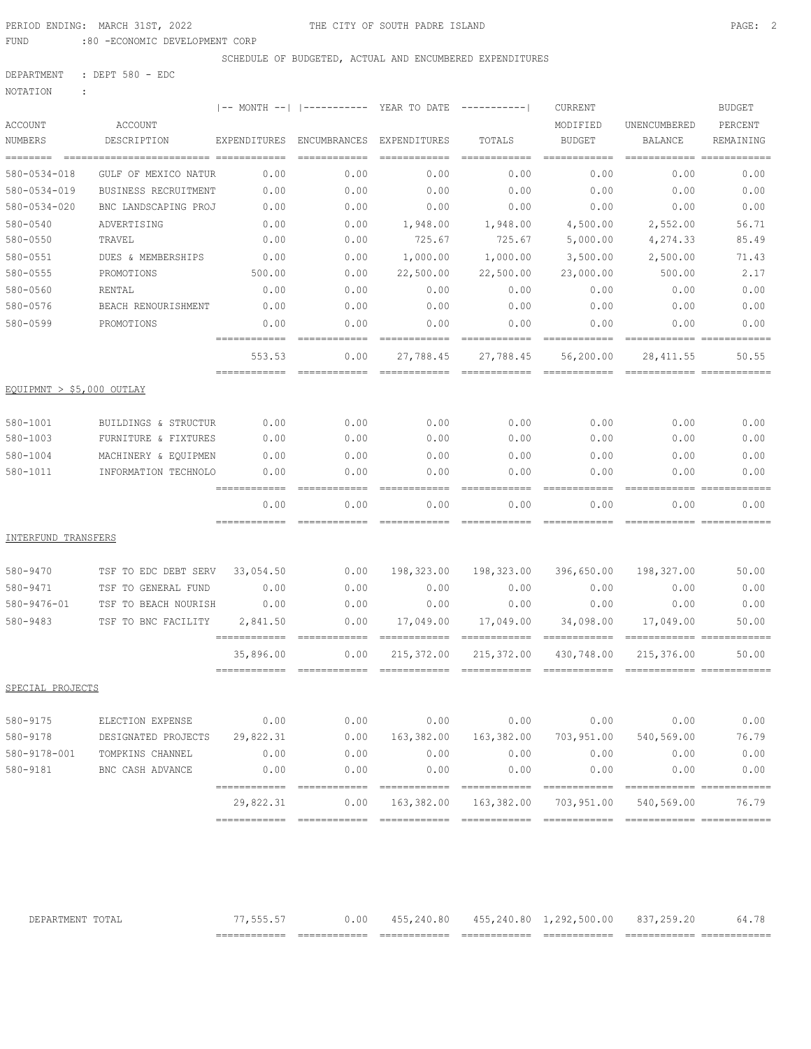PERIOD ENDING: MARCH 31ST, 2022 — THE CITY OF SOUTH PADRE ISLAND

FUND :80 -ECONOMIC DEVELOPMENT CORP

SCHEDULE OF BUDGETED, ACTUAL AND ENCUMBERED EXPENDITURES

DEPARTMENT : DEPT 580 - EDC

NOTATION :

| ACCOUNT NUMBERS | ACCOUNT DESCRIPTION | -- MONTH -- EXPENDITURES | YEAR TO DATE ENCUMBRANCES | YEAR TO DATE EXPENDITURES | YEAR TO DATE TOTALS | CURRENT MODIFIED BUDGET | UNENCUMBERED BALANCE | BUDGET PERCENT REMAINING |
|---|---|---|---|---|---|---|---|---|
| 580-0534-018 | GULF OF MEXICO NATUR | 0.00 | 0.00 | 0.00 | 0.00 | 0.00 | 0.00 | 0.00 |
| 580-0534-019 | BUSINESS RECRUITMENT | 0.00 | 0.00 | 0.00 | 0.00 | 0.00 | 0.00 | 0.00 |
| 580-0534-020 | BNC LANDSCAPING PROJ | 0.00 | 0.00 | 0.00 | 0.00 | 0.00 | 0.00 | 0.00 |
| 580-0540 | ADVERTISING | 0.00 | 0.00 | 1,948.00 | 1,948.00 | 4,500.00 | 2,552.00 | 56.71 |
| 580-0550 | TRAVEL | 0.00 | 0.00 | 725.67 | 725.67 | 5,000.00 | 4,274.33 | 85.49 |
| 580-0551 | DUES & MEMBERSHIPS | 0.00 | 0.00 | 1,000.00 | 1,000.00 | 3,500.00 | 2,500.00 | 71.43 |
| 580-0555 | PROMOTIONS | 500.00 | 0.00 | 22,500.00 | 22,500.00 | 23,000.00 | 500.00 | 2.17 |
| 580-0560 | RENTAL | 0.00 | 0.00 | 0.00 | 0.00 | 0.00 | 0.00 | 0.00 |
| 580-0576 | BEACH RENOURISHMENT | 0.00 | 0.00 | 0.00 | 0.00 | 0.00 | 0.00 | 0.00 |
| 580-0599 | PROMOTIONS | 0.00 | 0.00 | 0.00 | 0.00 | 0.00 | 0.00 | 0.00 |
| | | 553.53 | 0.00 | 27,788.45 | 27,788.45 | 56,200.00 | 28,411.55 | 50.55 |
| **EQUIPMNT > $5,000 OUTLAY** | | | | | | | | |
| 580-1001 | BUILDINGS & STRUCTUR | 0.00 | 0.00 | 0.00 | 0.00 | 0.00 | 0.00 | 0.00 |
| 580-1003 | FURNITURE & FIXTURES | 0.00 | 0.00 | 0.00 | 0.00 | 0.00 | 0.00 | 0.00 |
| 580-1004 | MACHINERY & EQUIPMEN | 0.00 | 0.00 | 0.00 | 0.00 | 0.00 | 0.00 | 0.00 |
| 580-1011 | INFORMATION TECHNOLO | 0.00 | 0.00 | 0.00 | 0.00 | 0.00 | 0.00 | 0.00 |
| | | 0.00 | 0.00 | 0.00 | 0.00 | 0.00 | 0.00 | 0.00 |
| **INTERFUND TRANSFERS** | | | | | | | | |
| 580-9470 | TSF TO EDC DEBT SERV | 33,054.50 | 0.00 | 198,323.00 | 198,323.00 | 396,650.00 | 198,327.00 | 50.00 |
| 580-9471 | TSF TO GENERAL FUND | 0.00 | 0.00 | 0.00 | 0.00 | 0.00 | 0.00 | 0.00 |
| 580-9476-01 | TSF TO BEACH NOURISH | 0.00 | 0.00 | 0.00 | 0.00 | 0.00 | 0.00 | 0.00 |
| 580-9483 | TSF TO BNC FACILITY | 2,841.50 | 0.00 | 17,049.00 | 17,049.00 | 34,098.00 | 17,049.00 | 50.00 |
| | | 35,896.00 | 0.00 | 215,372.00 | 215,372.00 | 430,748.00 | 215,376.00 | 50.00 |
| **SPECIAL PROJECTS** | | | | | | | | |
| 580-9175 | ELECTION EXPENSE | 0.00 | 0.00 | 0.00 | 0.00 | 0.00 | 0.00 | 0.00 |
| 580-9178 | DESIGNATED PROJECTS | 29,822.31 | 0.00 | 163,382.00 | 163,382.00 | 703,951.00 | 540,569.00 | 76.79 |
| 580-9178-001 | TOMPKINS CHANNEL | 0.00 | 0.00 | 0.00 | 0.00 | 0.00 | 0.00 | 0.00 |
| 580-9181 | BNC CASH ADVANCE | 0.00 | 0.00 | 0.00 | 0.00 | 0.00 | 0.00 | 0.00 |
| | | 29,822.31 | 0.00 | 163,382.00 | 163,382.00 | 703,951.00 | 540,569.00 | 76.79 |
| DEPARTMENT TOTAL | | 77,555.57 | 0.00 | 455,240.80 | 455,240.80 | 1,292,500.00 | 837,259.20 | 64.78 |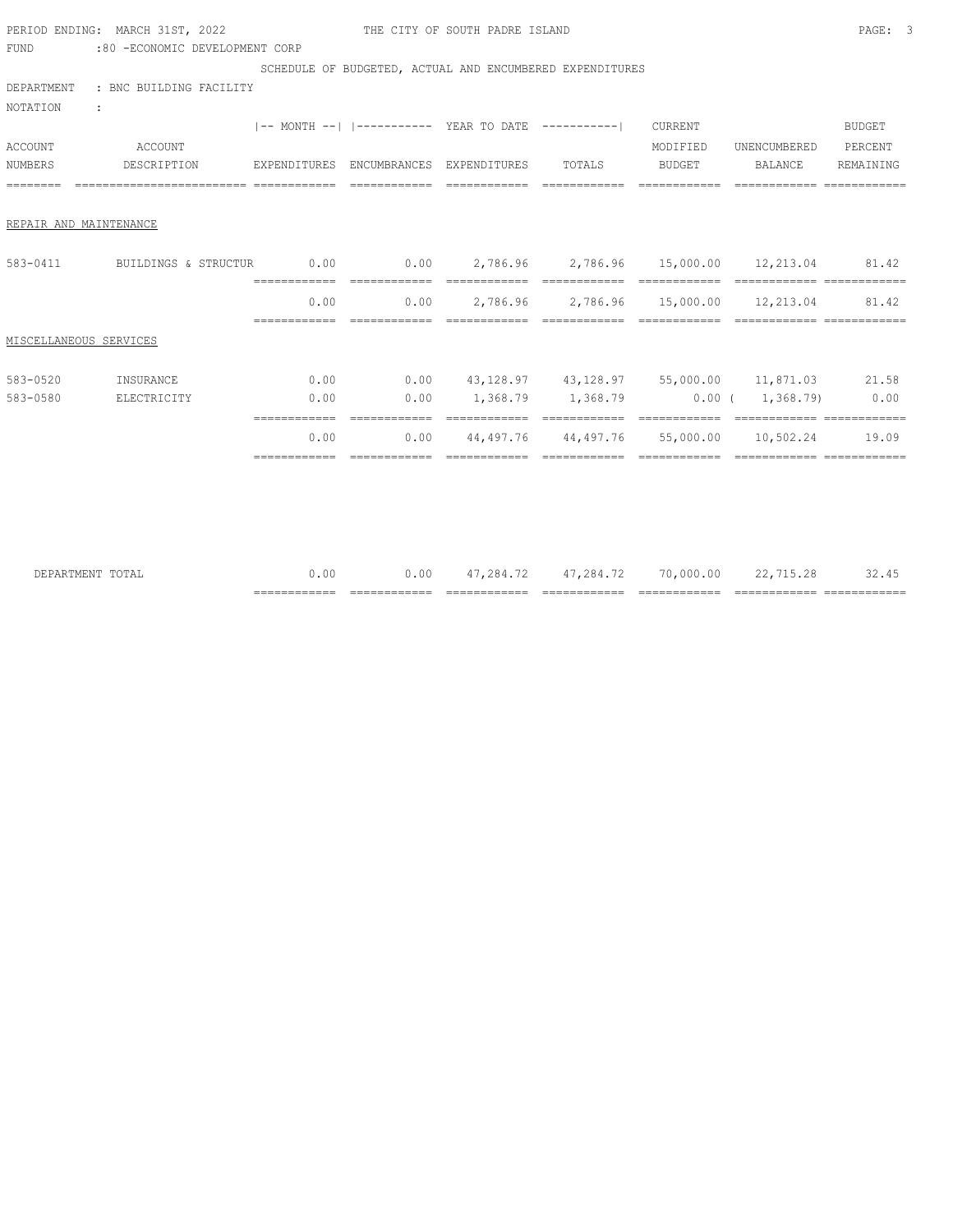PERIOD ENDING: MARCH 31ST, 2022

THE CITY OF SOUTH PADRE ISLAND

FUND :80 -ECONOMIC DEVELOPMENT CORP

SCHEDULE OF BUDGETED, ACTUAL AND ENCUMBERED EXPENDITURES

DEPARTMENT : BNC BUILDING FACILITY

NOTATION :

| ACCOUNT NUMBERS | ACCOUNT DESCRIPTION | MONTH EXPENDITURES | YEAR TO DATE ENCUMBRANCES | YEAR TO DATE EXPENDITURES | YEAR TO DATE TOTALS | CURRENT MODIFIED BUDGET | UNENCUMBERED BALANCE | BUDGET PERCENT REMAINING |
|---|---|---|---|---|---|---|---|---|
| **REPAIR AND MAINTENANCE** | | | | | | | | |
| 583-0411 | BUILDINGS & STRUCTUR | 0.00 | 0.00 | 2,786.96 | 2,786.96 | 15,000.00 | 12,213.04 | 81.42 |
| | | 0.00 | 0.00 | 2,786.96 | 2,786.96 | 15,000.00 | 12,213.04 | 81.42 |
| **MISCELLANEOUS SERVICES** | | | | | | | | |
| 583-0520 | INSURANCE | 0.00 | 0.00 | 43,128.97 | 43,128.97 | 55,000.00 | 11,871.03 | 21.58 |
| 583-0580 | ELECTRICITY | 0.00 | 0.00 | 1,368.79 | 1,368.79 | 0.00 | ( 1,368.79) | 0.00 |
| | | 0.00 | 0.00 | 44,497.76 | 44,497.76 | 55,000.00 | 10,502.24 | 19.09 |
| DEPARTMENT TOTAL | | 0.00 | 0.00 | 47,284.72 | 47,284.72 | 70,000.00 | 22,715.28 | 32.45 |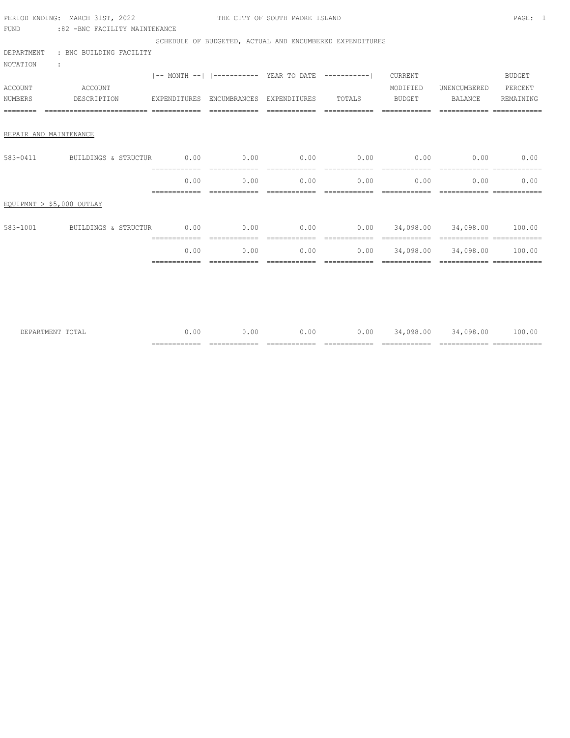PERIOD ENDING: MARCH 31ST, 2022

THE CITY OF SOUTH PADRE ISLAND

FUND :82 -BNC FACILITY MAINTENANCE

SCHEDULE OF BUDGETED, ACTUAL AND ENCUMBERED EXPENDITURES

DEPARTMENT : BNC BUILDING FACILITY

NOTATION :

| ACCOUNT NUMBERS | ACCOUNT DESCRIPTION | MONTH EXPENDITURES | YEAR TO DATE ENCUMBRANCES | YEAR TO DATE EXPENDITURES | YEAR TO DATE TOTALS | CURRENT MODIFIED BUDGET | UNENCUMBERED BALANCE | BUDGET PERCENT REMAINING |
|---|---|---|---|---|---|---|---|---|
| REPAIR AND MAINTENANCE | | | | | | | | |
| 583-0411 | BUILDINGS & STRUCTUR | 0.00 | 0.00 | 0.00 | 0.00 | 0.00 | 0.00 | 0.00 |
| | | 0.00 | 0.00 | 0.00 | 0.00 | 0.00 | 0.00 | 0.00 |
| EQUIPMNT > $5,000 OUTLAY | | | | | | | | |
| 583-1001 | BUILDINGS & STRUCTUR | 0.00 | 0.00 | 0.00 | 0.00 | 34,098.00 | 34,098.00 | 100.00 |
| | | 0.00 | 0.00 | 0.00 | 0.00 | 34,098.00 | 34,098.00 | 100.00 |
| DEPARTMENT TOTAL | | 0.00 | 0.00 | 0.00 | 0.00 | 34,098.00 | 34,098.00 | 100.00 |